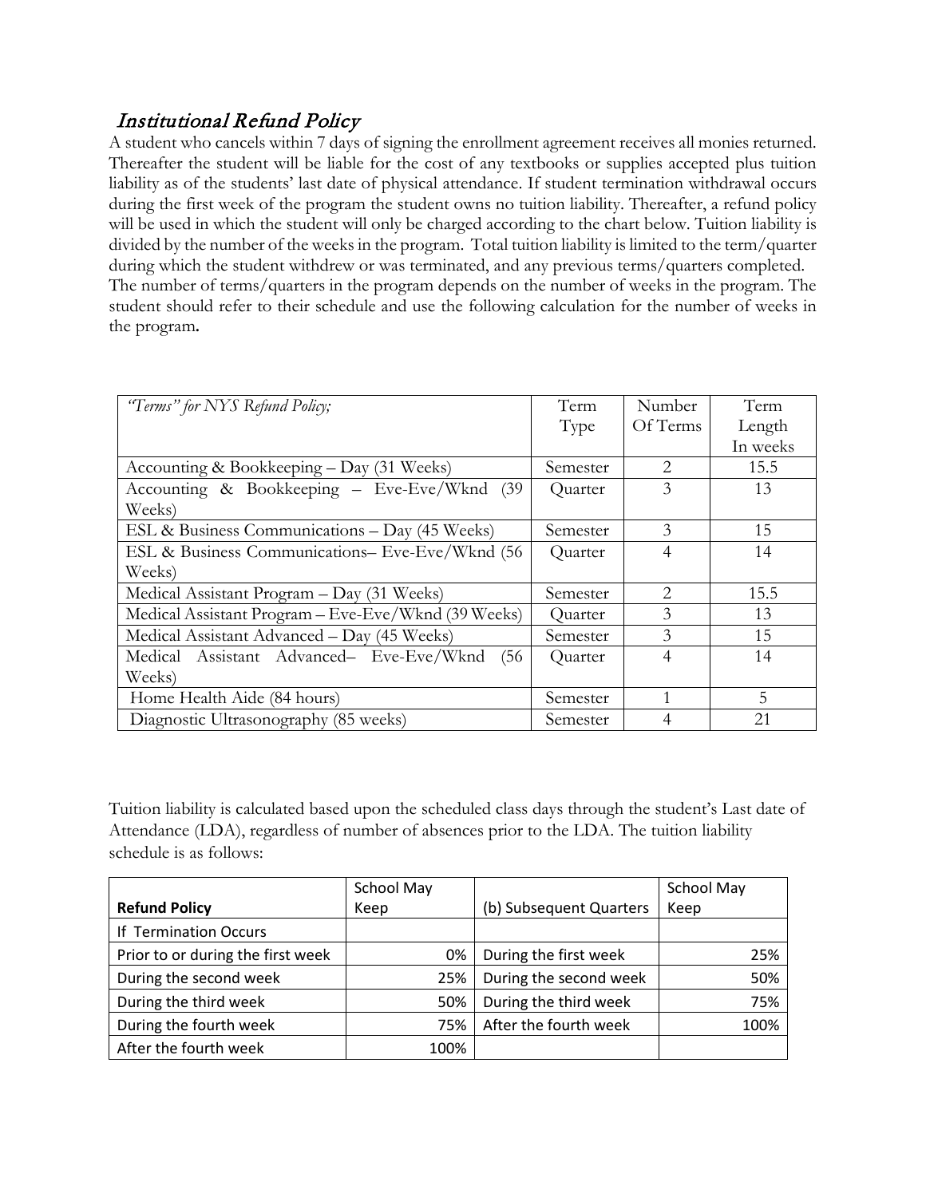## *Institutional Refund Policy*

A student who cancels within 7 days of signing the enrollment agreement receives all monies returned. Thereafter the student will be liable for the cost of any textbooks or supplies accepted plus tuition liability as of the students' last date of physical attendance. If student termination withdrawal occurs during the first week of the program the student owns no tuition liability. Thereafter, a refund policy will be used in which the student will only be charged according to the chart below. Tuition liability is divided by the number of the weeks in the program. Total tuition liability is limited to the term/quarter during which the student withdrew or was terminated, and any previous terms/quarters completed. The number of terms/quarters in the program depends on the number of weeks in the program. The student should refer to their schedule and use the following calculation for the number of weeks in the program**.**

| *"Terms" for NYS Refund Policy;* | Term Type | Number Of Terms | Term Length In weeks |
|---|---|---|---|
| Accounting & Bookkeeping – Day (31 Weeks) | Semester | 2 | 15.5 |
| Accounting & Bookkeeping – Eve-Eve/Wknd (39 Weeks) | Quarter | 3 | 13 |
| ESL & Business Communications – Day (45 Weeks) | Semester | 3 | 15 |
| ESL & Business Communications– Eve-Eve/Wknd (56 Weeks) | Quarter | 4 | 14 |
| Medical Assistant Program – Day (31 Weeks) | Semester | 2 | 15.5 |
| Medical Assistant Program – Eve-Eve/Wknd (39 Weeks) | Quarter | 3 | 13 |
| Medical Assistant Advanced – Day (45 Weeks) | Semester | 3 | 15 |
| Medical Assistant Advanced– Eve-Eve/Wknd (56 Weeks) | Quarter | 4 | 14 |
| Home Health Aide (84 hours) | Semester | 1 | 5 |
| Diagnostic Ultrasonography (85 weeks) | Semester | 4 | 21 |

Tuition liability is calculated based upon the scheduled class days through the student's Last date of Attendance (LDA), regardless of number of absences prior to the LDA. The tuition liability schedule is as follows:

| **Refund Policy** | School May Keep | (b) Subsequent Quarters | School May Keep |
|---|---|---|---|
| If Termination Occurs | | | |
| Prior to or during the first week | 0% | During the first week | 25% |
| During the second week | 25% | During the second week | 50% |
| During the third week | 50% | During the third week | 75% |
| During the fourth week | 75% | After the fourth week | 100% |
| After the fourth week | 100% | | |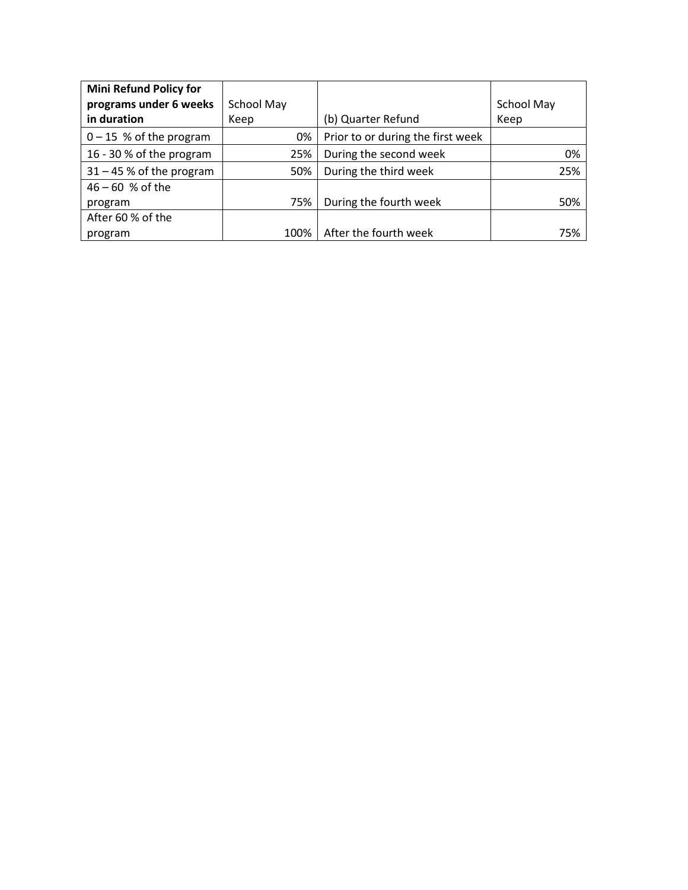| **Mini Refund Policy for programs under 6 weeks in duration** | School May Keep | (b) Quarter Refund | School May Keep |
| --- | --- | --- | --- |
| 0 – 15 % of the program | 0% | Prior to or during the first week | |
| 16 - 30 % of the program | 25% | During the second week | 0% |
| 31 – 45 % of the program | 50% | During the third week | 25% |
| 46 – 60 % of the program | 75% | During the fourth week | 50% |
| After 60 % of the program | 100% | After the fourth week | 75% |